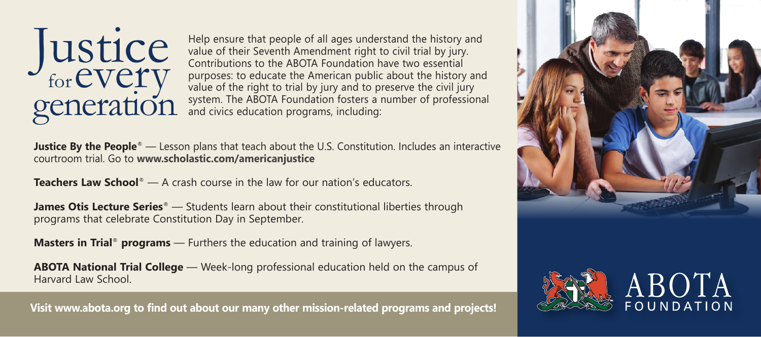# Justice for every generation

Help ensure that people of all ages understand the history and value of their Seventh Amendment right to civil trial by jury. Contributions to the ABOTA Foundation have two essential purposes: to educate the American public about the history and value of the right to trial by jury and to preserve the civil jury system. The ABOTA Foundation fosters a number of professional and civics education programs, including:

**Justice By the People**® — Lesson plans that teach about the U.S. Constitution. Includes an interactive courtroom trial. Go to **www.scholastic.com/americanjustice**

**Teachers Law School**® — A crash course in the law for our nation's educators.

**James Otis Lecture Series**® — Students learn about their constitutional liberties through programs that celebrate Constitution Day in September.

**Masters in Trial**® **programs** — Furthers the education and training of lawyers.

**ABOTA National Trial College** — Week-long professional education held on the campus of Harvard Law School.

**Visit www.abota.org to find out about our many other mission-related programs and projects!**

ABOTA FOUNDATION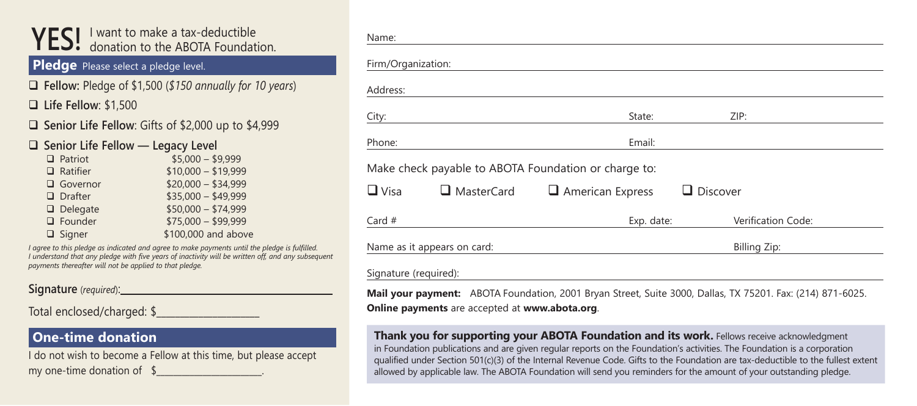# YES! I want to make a tax-deductible donation to the ABOTA Foundation.

## Pledge

Please select a pledge level.

- ❑ **Fellow:** Pledge of $1,500 (*$150 annually for 10 years*)
- ❑ **Life Fellow**: $1,500
- ❑ **Senior Life Fellow**: Gifts of $2,000 up to $4,999
- ❑ **Senior Life Fellow — Legacy Level**

| | |
|---|---|
| ❑ Patriot | $5,000 – $9,999 |
| ❑ Ratifier | $10,000 – $19,999 |
| ❑ Governor | $20,000 – $34,999 |
| ❑ Drafter | $35,000 – $49,999 |
| ❑ Delegate | $50,000 – $74,999 |
| ❑ Founder | $75,000 – $99,999 |
| ❑ Signer | $100,000 and above |

*I agree to this pledge as indicated and agree to make payments until the pledge is fulfilled. I understand that any pledge with five years of inactivity will be written off, and any subsequent payments thereafter will not be applied to that pledge.*

**Signature** (*required*): ______________________________

Total enclosed/charged: $____________________

## One-time donation

I do not wish to become a Fellow at this time, but please accept my one-time donation of $______________________.

Name: ______________________________

Firm/Organization: ______________________________

Address: ______________________________

City: ______________ State: ______________ ZIP: ______________

Phone: ______________ Email: ______________

Make check payable to ABOTA Foundation or charge to:

❑ Visa ❑ MasterCard ❑ American Express ❑ Discover

Card # ______________ Exp. date: ______________ Verification Code: ______________

Name as it appears on card: ______________ Billing Zip: ______________

Signature (required): ______________________________

**Mail your payment:** ABOTA Foundation, 2001 Bryan Street, Suite 3000, Dallas, TX 75201. Fax: (214) 871-6025.
**Online payments** are accepted at **www.abota.org**.

**Thank you for supporting your ABOTA Foundation and its work.** Fellows receive acknowledgment in Foundation publications and are given regular reports on the Foundation's activities. The Foundation is a corporation qualified under Section 501(c)(3) of the Internal Revenue Code. Gifts to the Foundation are tax-deductible to the fullest extent allowed by applicable law. The ABOTA Foundation will send you reminders for the amount of your outstanding pledge.